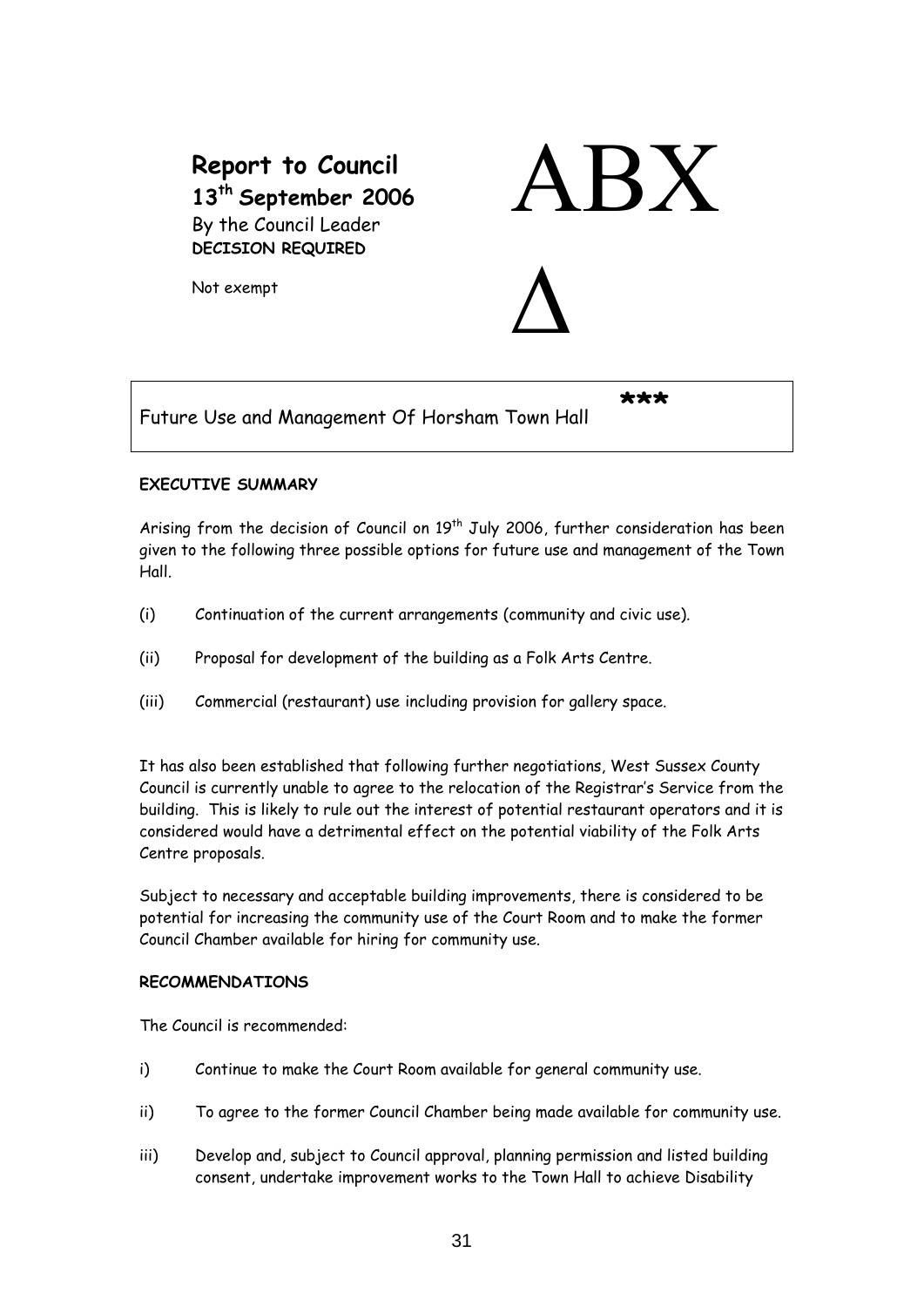**Report to Council**
**13th September 2006**
By the Council Leader
**DECISION REQUIRED**

Not exempt

ABX

Δ

***

Future Use and Management Of Horsham Town Hall

**EXECUTIVE SUMMARY**

Arising from the decision of Council on 19th July 2006, further consideration has been given to the following three possible options for future use and management of the Town Hall.

(i) Continuation of the current arrangements (community and civic use).

(ii) Proposal for development of the building as a Folk Arts Centre.

(iii) Commercial (restaurant) use including provision for gallery space.

It has also been established that following further negotiations, West Sussex County Council is currently unable to agree to the relocation of the Registrar's Service from the building. This is likely to rule out the interest of potential restaurant operators and it is considered would have a detrimental effect on the potential viability of the Folk Arts Centre proposals.

Subject to necessary and acceptable building improvements, there is considered to be potential for increasing the community use of the Court Room and to make the former Council Chamber available for hiring for community use.

**RECOMMENDATIONS**

The Council is recommended:

i) Continue to make the Court Room available for general community use.

ii) To agree to the former Council Chamber being made available for community use.

iii) Develop and, subject to Council approval, planning permission and listed building consent, undertake improvement works to the Town Hall to achieve Disability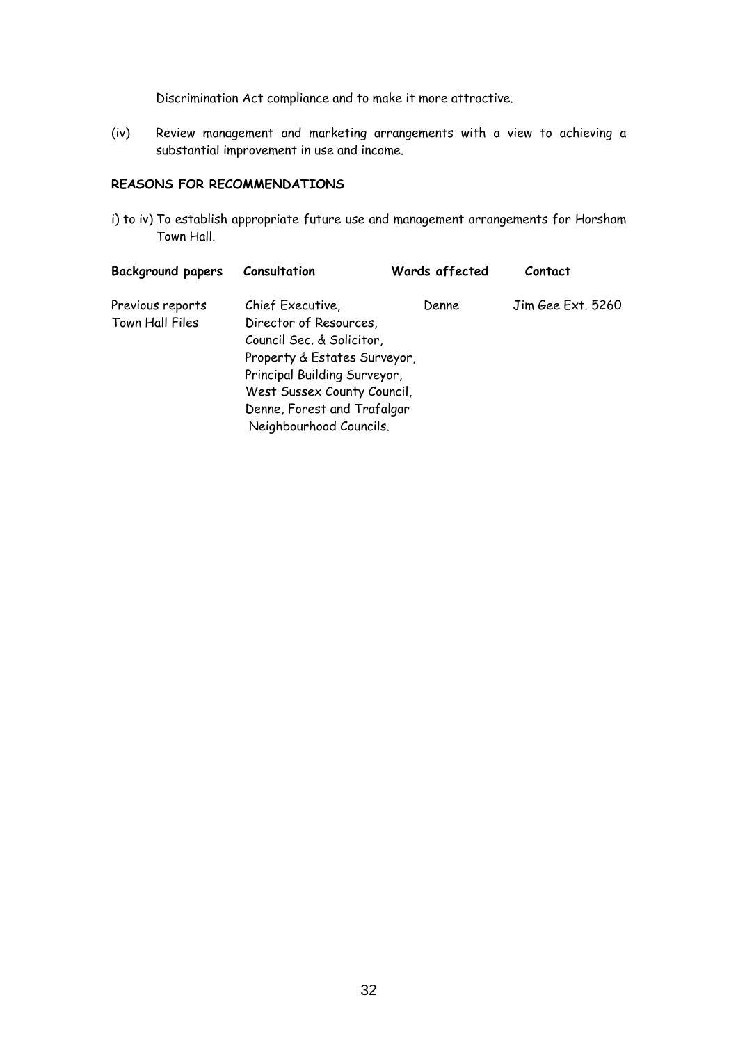Discrimination Act compliance and to make it more attractive.

(iv) Review management and marketing arrangements with a view to achieving a substantial improvement in use and income.

**REASONS FOR RECOMMENDATIONS**

i) to iv) To establish appropriate future use and management arrangements for Horsham Town Hall.

| **Background papers** | **Consultation** | **Wards affected** | **Contact** |
|---|---|---|---|
| Previous reports<br>Town Hall Files | Chief Executive,<br>Director of Resources,<br>Council Sec. & Solicitor,<br>Property & Estates Surveyor,<br>Principal Building Surveyor,<br>West Sussex County Council,<br>Denne, Forest and Trafalgar Neighbourhood Councils. | Denne | Jim Gee Ext. 5260 |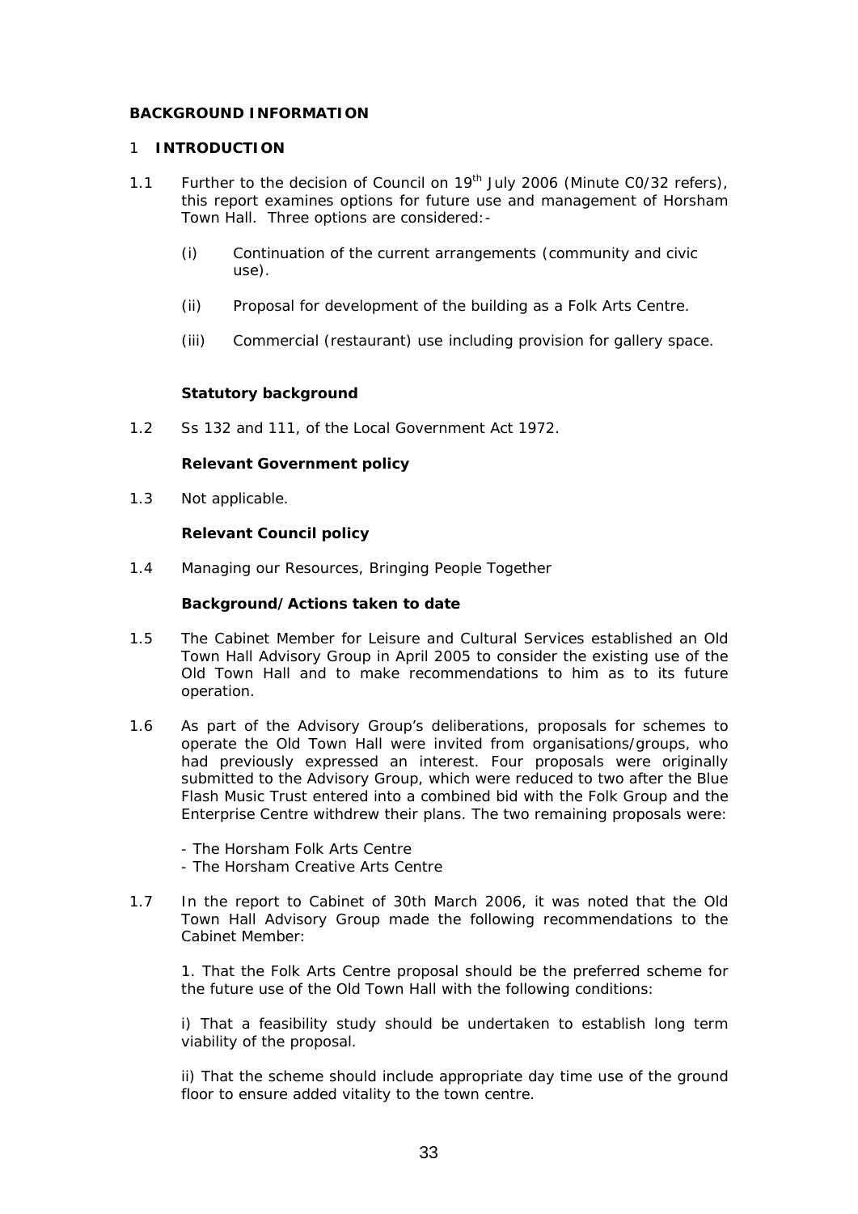**BACKGROUND INFORMATION**

## 1 INTRODUCTION

1.1 Further to the decision of Council on 19th July 2006 (Minute C0/32 refers), this report examines options for future use and management of Horsham Town Hall. Three options are considered:-

(i) Continuation of the current arrangements (community and civic use).

(ii) Proposal for development of the building as a Folk Arts Centre.

(iii) Commercial (restaurant) use including provision for gallery space.

**Statutory background**

1.2 Ss 132 and 111, of the Local Government Act 1972.

**Relevant Government policy**

1.3 Not applicable.

**Relevant Council policy**

1.4 Managing our Resources, Bringing People Together

**Background/Actions taken to date**

1.5 The Cabinet Member for Leisure and Cultural Services established an Old Town Hall Advisory Group in April 2005 to consider the existing use of the Old Town Hall and to make recommendations to him as to its future operation.

1.6 As part of the Advisory Group's deliberations, proposals for schemes to operate the Old Town Hall were invited from organisations/groups, who had previously expressed an interest. Four proposals were originally submitted to the Advisory Group, which were reduced to two after the Blue Flash Music Trust entered into a combined bid with the Folk Group and the Enterprise Centre withdrew their plans. The two remaining proposals were:

- The Horsham Folk Arts Centre
- The Horsham Creative Arts Centre

1.7 In the report to Cabinet of 30th March 2006, it was noted that the Old Town Hall Advisory Group made the following recommendations to the Cabinet Member:

1. That the Folk Arts Centre proposal should be the preferred scheme for the future use of the Old Town Hall with the following conditions:

i) That a feasibility study should be undertaken to establish long term viability of the proposal.

ii) That the scheme should include appropriate day time use of the ground floor to ensure added vitality to the town centre.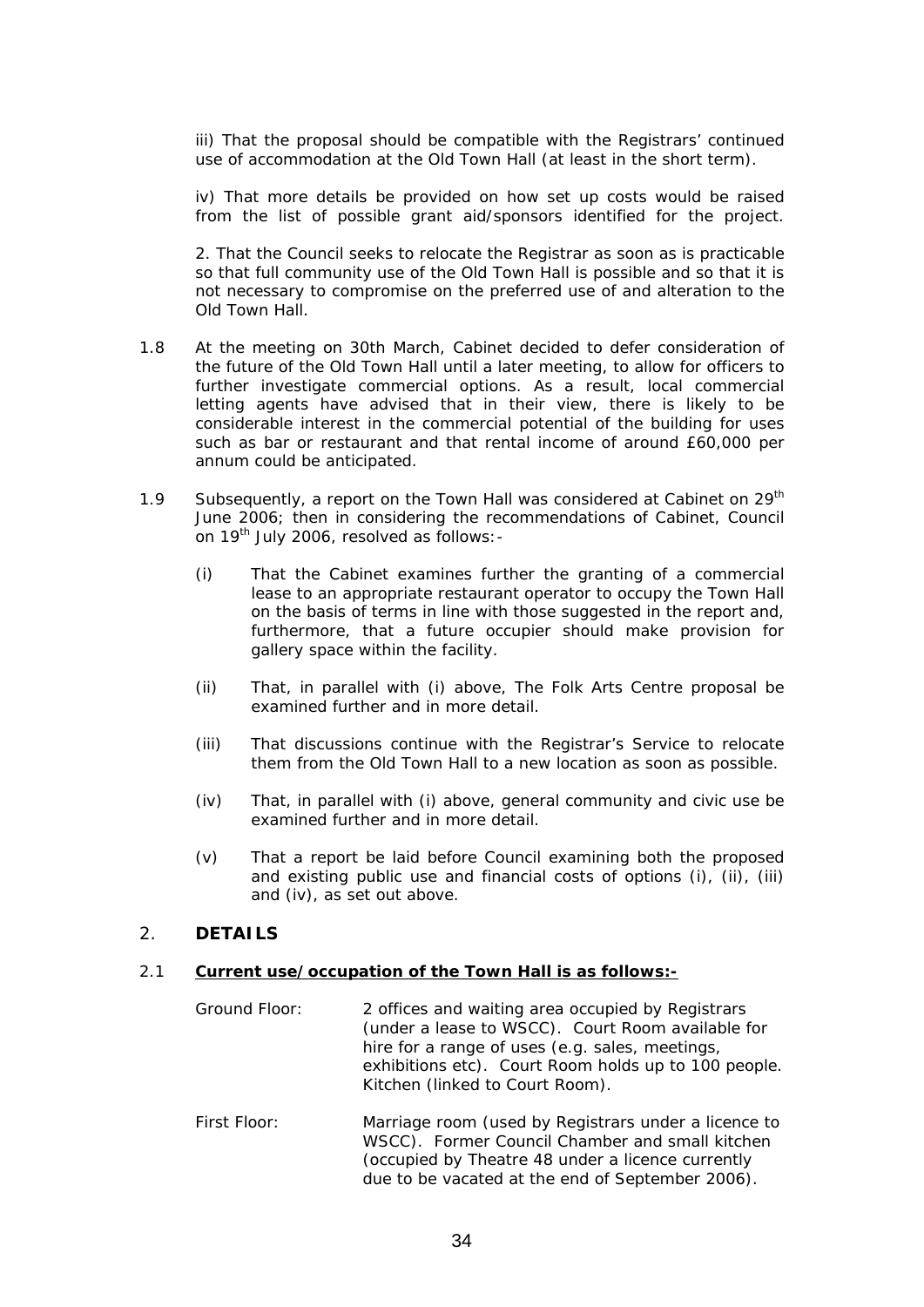iii) That the proposal should be compatible with the Registrars' continued use of accommodation at the Old Town Hall (at least in the short term).

iv) That more details be provided on how set up costs would be raised from the list of possible grant aid/sponsors identified for the project.

2. That the Council seeks to relocate the Registrar as soon as is practicable so that full community use of the Old Town Hall is possible and so that it is not necessary to compromise on the preferred use of and alteration to the Old Town Hall.

1.8 At the meeting on 30th March, Cabinet decided to defer consideration of the future of the Old Town Hall until a later meeting, to allow for officers to further investigate commercial options. As a result, local commercial letting agents have advised that in their view, there is likely to be considerable interest in the commercial potential of the building for uses such as bar or restaurant and that rental income of around £60,000 per annum could be anticipated.

1.9 Subsequently, a report on the Town Hall was considered at Cabinet on 29th June 2006; then in considering the recommendations of Cabinet, Council on 19th July 2006, resolved as follows:-

(i) That the Cabinet examines further the granting of a commercial lease to an appropriate restaurant operator to occupy the Town Hall on the basis of terms in line with those suggested in the report and, furthermore, that a future occupier should make provision for gallery space within the facility.

(ii) That, in parallel with (i) above, The Folk Arts Centre proposal be examined further and in more detail.

(iii) That discussions continue with the Registrar's Service to relocate them from the Old Town Hall to a new location as soon as possible.

(iv) That, in parallel with (i) above, general community and civic use be examined further and in more detail.

(v) That a report be laid before Council examining both the proposed and existing public use and financial costs of options (i), (ii), (iii) and (iv), as set out above.

## 2. DETAILS

2.1 **<u>Current use/occupation of the Town Hall is as follows:-</u>**

Ground Floor: 2 offices and waiting area occupied by Registrars (under a lease to WSCC). Court Room available for hire for a range of uses (e.g. sales, meetings, exhibitions etc). Court Room holds up to 100 people. Kitchen (linked to Court Room).

First Floor: Marriage room (used by Registrars under a licence to WSCC). Former Council Chamber and small kitchen (occupied by Theatre 48 under a licence currently due to be vacated at the end of September 2006).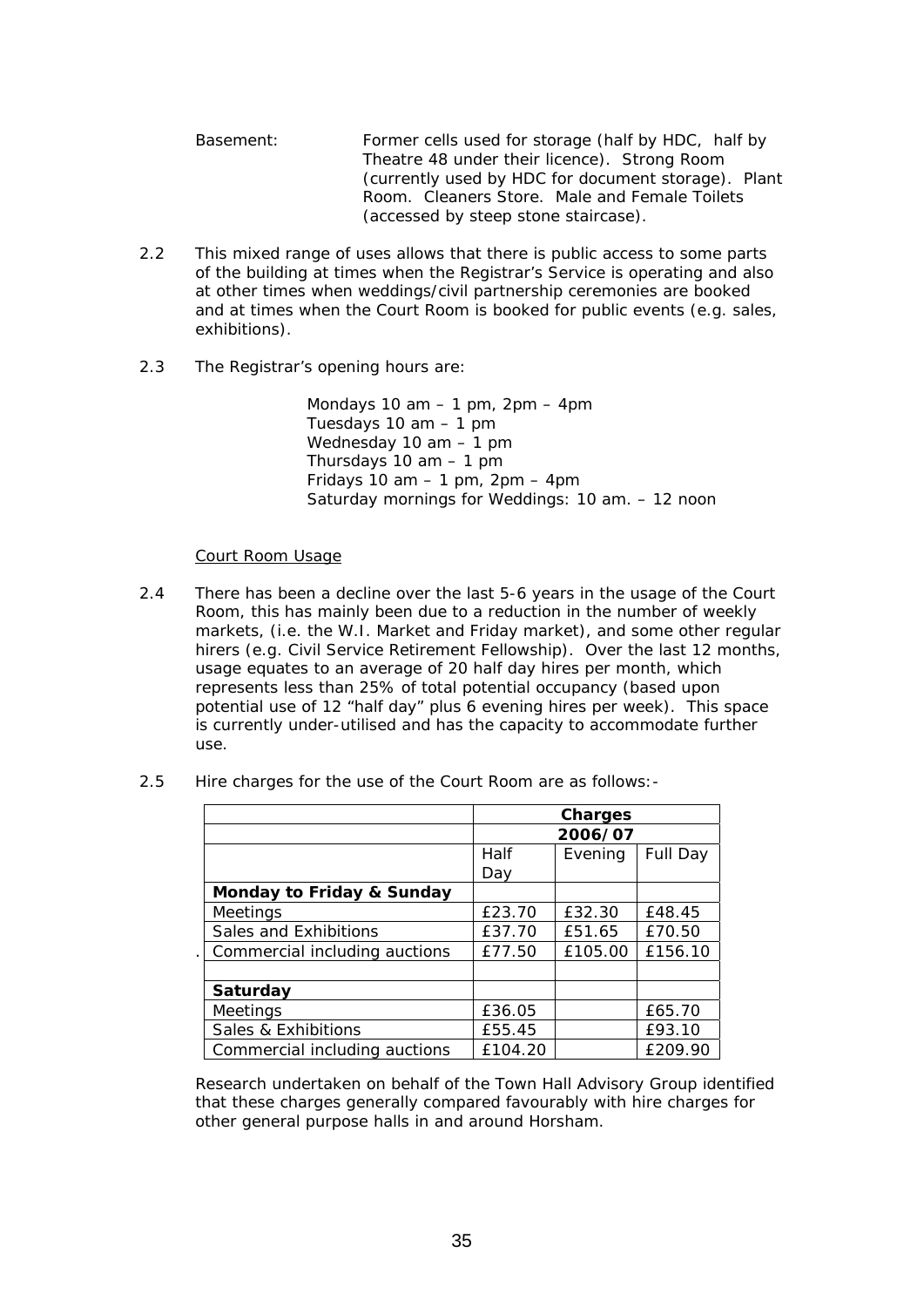Basement: Former cells used for storage (half by HDC, half by Theatre 48 under their licence). Strong Room (currently used by HDC for document storage). Plant Room. Cleaners Store. Male and Female Toilets (accessed by steep stone staircase).

2.2 This mixed range of uses allows that there is public access to some parts of the building at times when the Registrar's Service is operating and also at other times when weddings/civil partnership ceremonies are booked and at times when the Court Room is booked for public events (e.g. sales, exhibitions).

2.3 The Registrar's opening hours are:

Mondays 10 am – 1 pm, 2pm – 4pm
Tuesdays 10 am – 1 pm
Wednesday 10 am – 1 pm
Thursdays 10 am – 1 pm
Fridays 10 am – 1 pm, 2pm – 4pm
Saturday mornings for Weddings: 10 am. – 12 noon

Court Room Usage

2.4 There has been a decline over the last 5-6 years in the usage of the Court Room, this has mainly been due to a reduction in the number of weekly markets, (i.e. the W.I. Market and Friday market), and some other regular hirers (e.g. Civil Service Retirement Fellowship). Over the last 12 months, usage equates to an average of 20 half day hires per month, which represents less than 25% of total potential occupancy (based upon potential use of 12 "half day" plus 6 evening hires per week). This space is currently under-utilised and has the capacity to accommodate further use.

2.5 Hire charges for the use of the Court Room are as follows:-

| | **Charges** | | |
|---|---|---|---|
| | **2006/07** | | |
| | Half Day | Evening | Full Day |
| **Monday to Friday & Sunday** | | | |
| Meetings | £23.70 | £32.30 | £48.45 |
| Sales and Exhibitions | £37.70 | £51.65 | £70.50 |
| Commercial including auctions | £77.50 | £105.00 | £156.10 |
| | | | |
| **Saturday** | | | |
| Meetings | £36.05 | | £65.70 |
| Sales & Exhibitions | £55.45 | | £93.10 |
| Commercial including auctions | £104.20 | | £209.90 |

Research undertaken on behalf of the Town Hall Advisory Group identified that these charges generally compared favourably with hire charges for other general purpose halls in and around Horsham.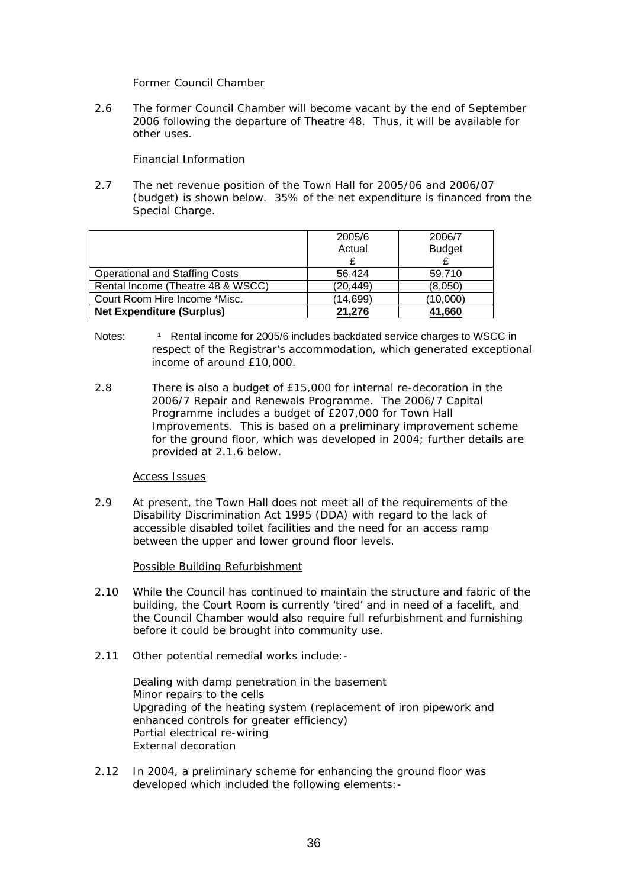Former Council Chamber

2.6 The former Council Chamber will become vacant by the end of September 2006 following the departure of Theatre 48. Thus, it will be available for other uses.

Financial Information

2.7 The net revenue position of the Town Hall for 2005/06 and 2006/07 (budget) is shown below. 35% of the net expenditure is financed from the Special Charge.

| | 2005/6 Actual £ | 2006/7 Budget £ |
|---|---|---|
| Operational and Staffing Costs | 56,424 | 59,710 |
| Rental Income (Theatre 48 & WSCC) | (20,449) | (8,050) |
| Court Room Hire Income *Misc. | (14,699) | (10,000) |
| **Net Expenditure (Surplus)** | **21,276** | **41,660** |

Notes: [1] Rental income for 2005/6 includes backdated service charges to WSCC in respect of the Registrar's accommodation, which generated exceptional income of around £10,000.

2.8 There is also a budget of £15,000 for internal re-decoration in the 2006/7 Repair and Renewals Programme. The 2006/7 Capital Programme includes a budget of £207,000 for Town Hall Improvements. This is based on a preliminary improvement scheme for the ground floor, which was developed in 2004; further details are provided at 2.1.6 below.

Access Issues

2.9 At present, the Town Hall does not meet all of the requirements of the Disability Discrimination Act 1995 (DDA) with regard to the lack of accessible disabled toilet facilities and the need for an access ramp between the upper and lower ground floor levels.

Possible Building Refurbishment

2.10 While the Council has continued to maintain the structure and fabric of the building, the Court Room is currently 'tired' and in need of a facelift, and the Council Chamber would also require full refurbishment and furnishing before it could be brought into community use.

2.11 Other potential remedial works include:-

Dealing with damp penetration in the basement
Minor repairs to the cells
Upgrading of the heating system (replacement of iron pipework and enhanced controls for greater efficiency)
Partial electrical re-wiring
External decoration

2.12 In 2004, a preliminary scheme for enhancing the ground floor was developed which included the following elements:-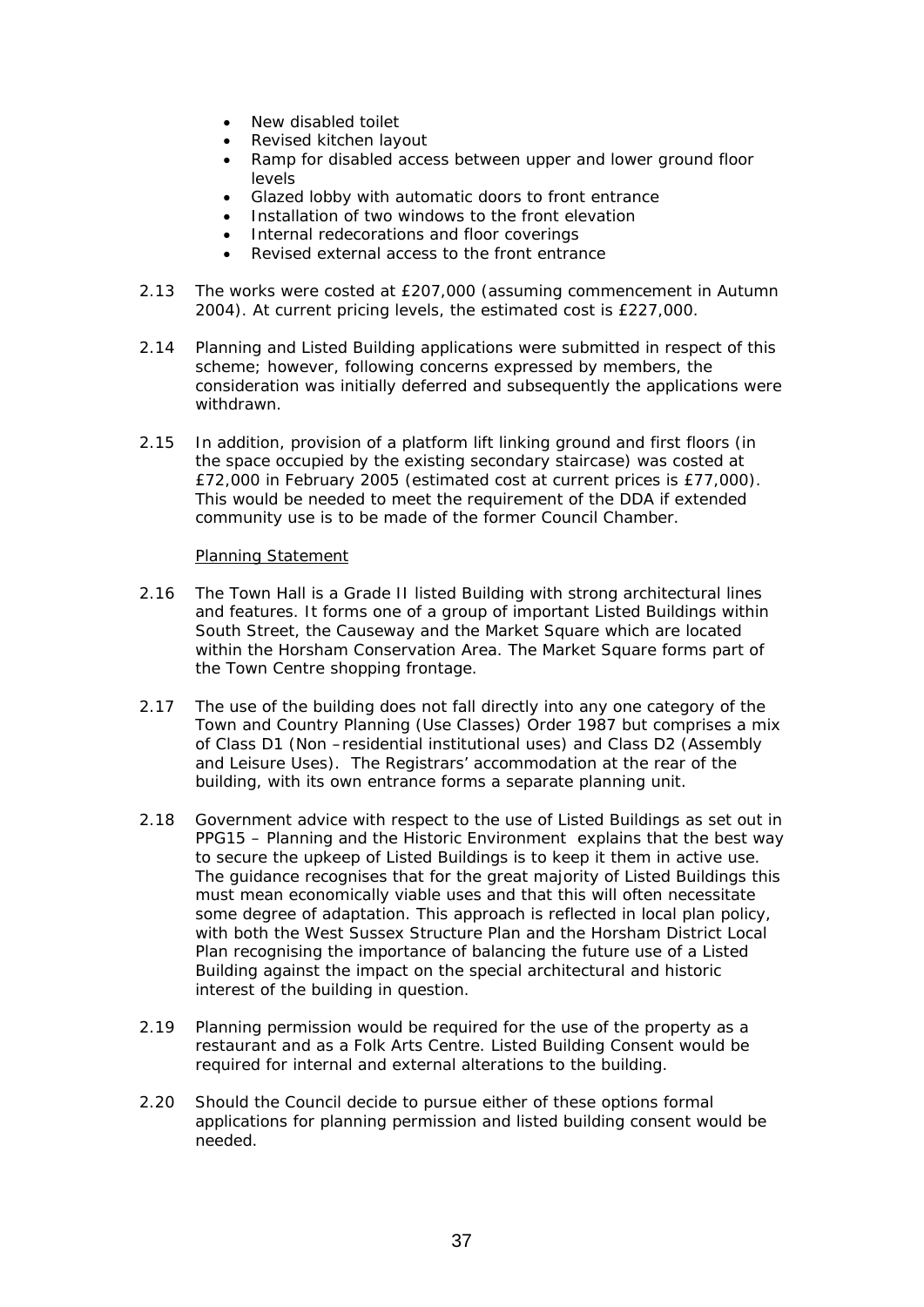- New disabled toilet
- Revised kitchen layout
- Ramp for disabled access between upper and lower ground floor levels
- Glazed lobby with automatic doors to front entrance
- Installation of two windows to the front elevation
- Internal redecorations and floor coverings
- Revised external access to the front entrance

2.13 The works were costed at £207,000 (assuming commencement in Autumn 2004). At current pricing levels, the estimated cost is £227,000.

2.14 Planning and Listed Building applications were submitted in respect of this scheme; however, following concerns expressed by members, the consideration was initially deferred and subsequently the applications were withdrawn.

2.15 In addition, provision of a platform lift linking ground and first floors (in the space occupied by the existing secondary staircase) was costed at £72,000 in February 2005 (estimated cost at current prices is £77,000). This would be needed to meet the requirement of the DDA if extended community use is to be made of the former Council Chamber.

<u>Planning Statement</u>

2.16 The Town Hall is a Grade II listed Building with strong architectural lines and features. It forms one of a group of important Listed Buildings within South Street, the Causeway and the Market Square which are located within the Horsham Conservation Area. The Market Square forms part of the Town Centre shopping frontage.

2.17 The use of the building does not fall directly into any one category of the Town and Country Planning (Use Classes) Order 1987 but comprises a mix of Class D1 (Non –residential institutional uses) and Class D2 (Assembly and Leisure Uses). The Registrars' accommodation at the rear of the building, with its own entrance forms a separate planning unit.

2.18 Government advice with respect to the use of Listed Buildings as set out in PPG15 – Planning and the Historic Environment explains that the best way to secure the upkeep of Listed Buildings is to keep it them in active use. The guidance recognises that for the great majority of Listed Buildings this must mean economically viable uses and that this will often necessitate some degree of adaptation. This approach is reflected in local plan policy, with both the West Sussex Structure Plan and the Horsham District Local Plan recognising the importance of balancing the future use of a Listed Building against the impact on the special architectural and historic interest of the building in question.

2.19 Planning permission would be required for the use of the property as a restaurant and as a Folk Arts Centre. Listed Building Consent would be required for internal and external alterations to the building.

2.20 Should the Council decide to pursue either of these options formal applications for planning permission and listed building consent would be needed.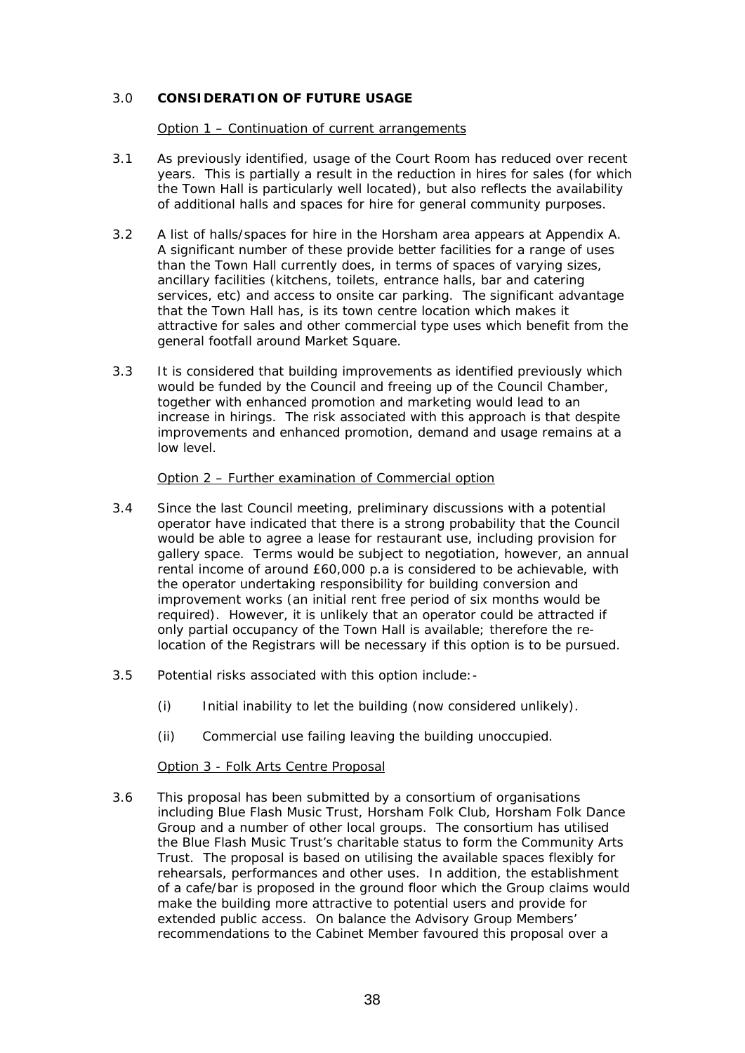## 3.0 **CONSIDERATION OF FUTURE USAGE**

<u>Option 1 – Continuation of current arrangements</u>

3.1 As previously identified, usage of the Court Room has reduced over recent years. This is partially a result in the reduction in hires for sales (for which the Town Hall is particularly well located), but also reflects the availability of additional halls and spaces for hire for general community purposes.

3.2 A list of halls/spaces for hire in the Horsham area appears at Appendix A. A significant number of these provide better facilities for a range of uses than the Town Hall currently does, in terms of spaces of varying sizes, ancillary facilities (kitchens, toilets, entrance halls, bar and catering services, etc) and access to onsite car parking. The significant advantage that the Town Hall has, is its town centre location which makes it attractive for sales and other commercial type uses which benefit from the general footfall around Market Square.

3.3 It is considered that building improvements as identified previously which would be funded by the Council and freeing up of the Council Chamber, together with enhanced promotion and marketing would lead to an increase in hirings. The risk associated with this approach is that despite improvements and enhanced promotion, demand and usage remains at a low level.

<u>Option 2 – Further examination of Commercial option</u>

3.4 Since the last Council meeting, preliminary discussions with a potential operator have indicated that there is a strong probability that the Council would be able to agree a lease for restaurant use, including provision for gallery space. Terms would be subject to negotiation, however, an annual rental income of around £60,000 p.a is considered to be achievable, with the operator undertaking responsibility for building conversion and improvement works (an initial rent free period of six months would be required). However, it is unlikely that an operator could be attracted if only partial occupancy of the Town Hall is available; therefore the re-location of the Registrars will be necessary if this option is to be pursued.

3.5 Potential risks associated with this option include:-

(i) Initial inability to let the building (now considered unlikely).

(ii) Commercial use failing leaving the building unoccupied.

<u>Option 3 - Folk Arts Centre Proposal</u>

3.6 This proposal has been submitted by a consortium of organisations including Blue Flash Music Trust, Horsham Folk Club, Horsham Folk Dance Group and a number of other local groups. The consortium has utilised the Blue Flash Music Trust's charitable status to form the Community Arts Trust. The proposal is based on utilising the available spaces flexibly for rehearsals, performances and other uses. In addition, the establishment of a cafe/bar is proposed in the ground floor which the Group claims would make the building more attractive to potential users and provide for extended public access. On balance the Advisory Group Members' recommendations to the Cabinet Member favoured this proposal over a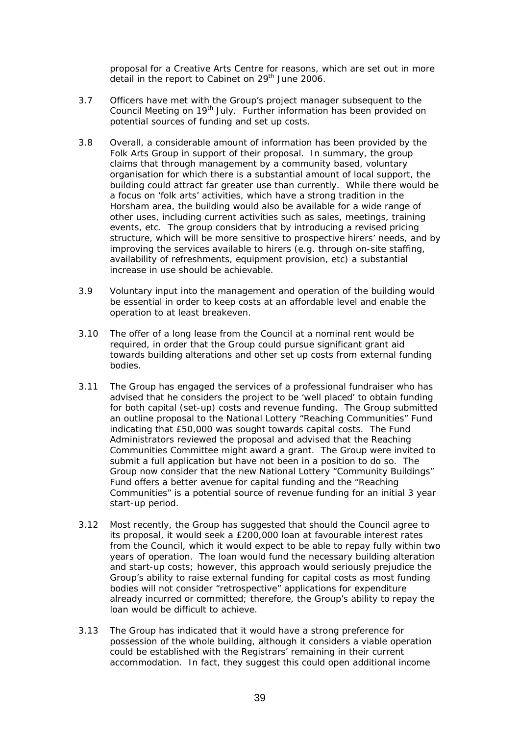proposal for a Creative Arts Centre for reasons, which are set out in more detail in the report to Cabinet on 29th June 2006.

3.7 Officers have met with the Group's project manager subsequent to the Council Meeting on 19th July. Further information has been provided on potential sources of funding and set up costs.

3.8 Overall, a considerable amount of information has been provided by the Folk Arts Group in support of their proposal. In summary, the group claims that through management by a community based, voluntary organisation for which there is a substantial amount of local support, the building could attract far greater use than currently. While there would be a focus on 'folk arts' activities, which have a strong tradition in the Horsham area, the building would also be available for a wide range of other uses, including current activities such as sales, meetings, training events, etc. The group considers that by introducing a revised pricing structure, which will be more sensitive to prospective hirers' needs, and by improving the services available to hirers (e.g. through on-site staffing, availability of refreshments, equipment provision, etc) a substantial increase in use should be achievable.

3.9 Voluntary input into the management and operation of the building would be essential in order to keep costs at an affordable level and enable the operation to at least breakeven.

3.10 The offer of a long lease from the Council at a nominal rent would be required, in order that the Group could pursue significant grant aid towards building alterations and other set up costs from external funding bodies.

3.11 The Group has engaged the services of a professional fundraiser who has advised that he considers the project to be 'well placed' to obtain funding for both capital (set-up) costs and revenue funding. The Group submitted an outline proposal to the National Lottery "Reaching Communities" Fund indicating that £50,000 was sought towards capital costs. The Fund Administrators reviewed the proposal and advised that the Reaching Communities Committee might award a grant. The Group were invited to submit a full application but have not been in a position to do so. The Group now consider that the new National Lottery "Community Buildings" Fund offers a better avenue for capital funding and the "Reaching Communities" is a potential source of revenue funding for an initial 3 year start-up period.

3.12 Most recently, the Group has suggested that should the Council agree to its proposal, it would seek a £200,000 loan at favourable interest rates from the Council, which it would expect to be able to repay fully within two years of operation. The loan would fund the necessary building alteration and start-up costs; however, this approach would seriously prejudice the Group's ability to raise external funding for capital costs as most funding bodies will not consider "retrospective" applications for expenditure already incurred or committed; therefore, the Group's ability to repay the loan would be difficult to achieve.

3.13 The Group has indicated that it would have a strong preference for possession of the whole building, although it considers a viable operation could be established with the Registrars' remaining in their current accommodation. In fact, they suggest this could open additional income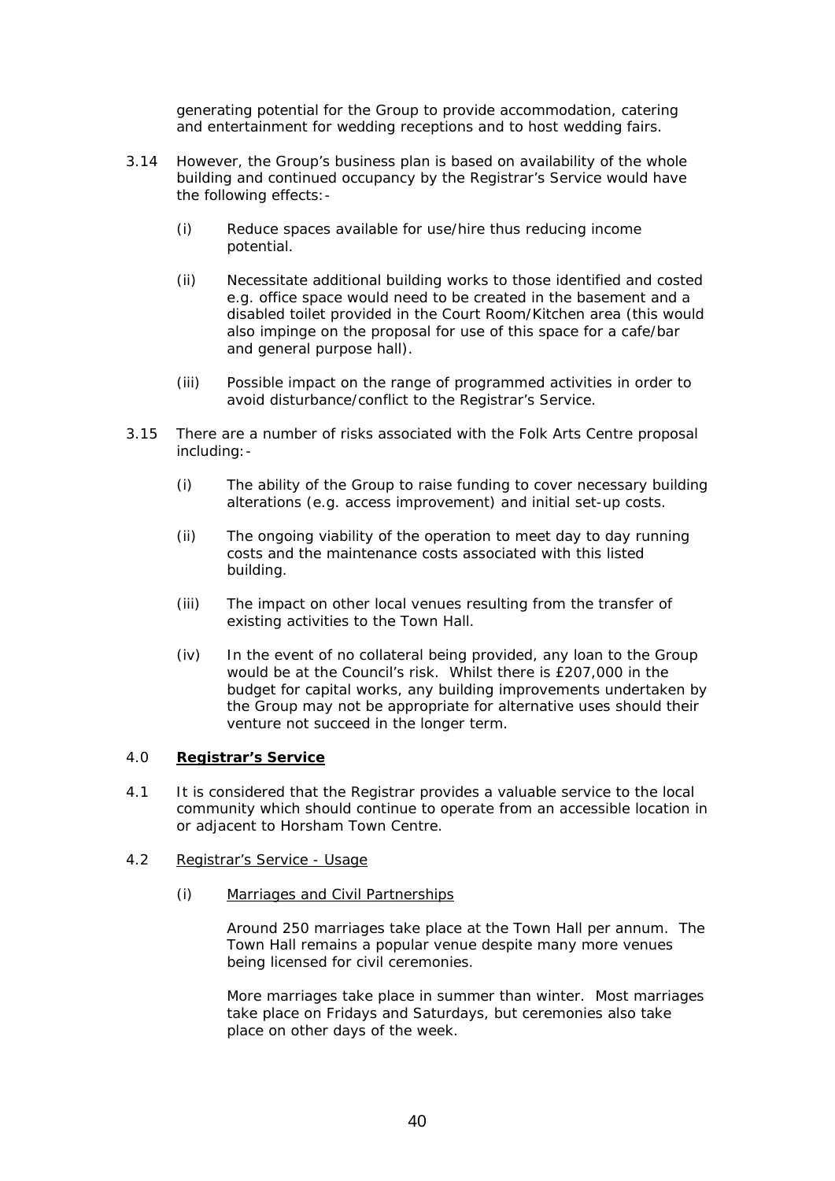generating potential for the Group to provide accommodation, catering and entertainment for wedding receptions and to host wedding fairs.

3.14 However, the Group's business plan is based on availability of the whole building and continued occupancy by the Registrar's Service would have the following effects:-

(i) Reduce spaces available for use/hire thus reducing income potential.

(ii) Necessitate additional building works to those identified and costed e.g. office space would need to be created in the basement and a disabled toilet provided in the Court Room/Kitchen area (this would also impinge on the proposal for use of this space for a cafe/bar and general purpose hall).

(iii) Possible impact on the range of programmed activities in order to avoid disturbance/conflict to the Registrar's Service.

3.15 There are a number of risks associated with the Folk Arts Centre proposal including:-

(i) The ability of the Group to raise funding to cover necessary building alterations (e.g. access improvement) and initial set-up costs.

(ii) The ongoing viability of the operation to meet day to day running costs and the maintenance costs associated with this listed building.

(iii) The impact on other local venues resulting from the transfer of existing activities to the Town Hall.

(iv) In the event of no collateral being provided, any loan to the Group would be at the Council's risk. Whilst there is £207,000 in the budget for capital works, any building improvements undertaken by the Group may not be appropriate for alternative uses should their venture not succeed in the longer term.

## 4.0 **Registrar's Service**

4.1 It is considered that the Registrar provides a valuable service to the local community which should continue to operate from an accessible location in or adjacent to Horsham Town Centre.

4.2 Registrar's Service - Usage

(i) Marriages and Civil Partnerships

Around 250 marriages take place at the Town Hall per annum. The Town Hall remains a popular venue despite many more venues being licensed for civil ceremonies.

More marriages take place in summer than winter. Most marriages take place on Fridays and Saturdays, but ceremonies also take place on other days of the week.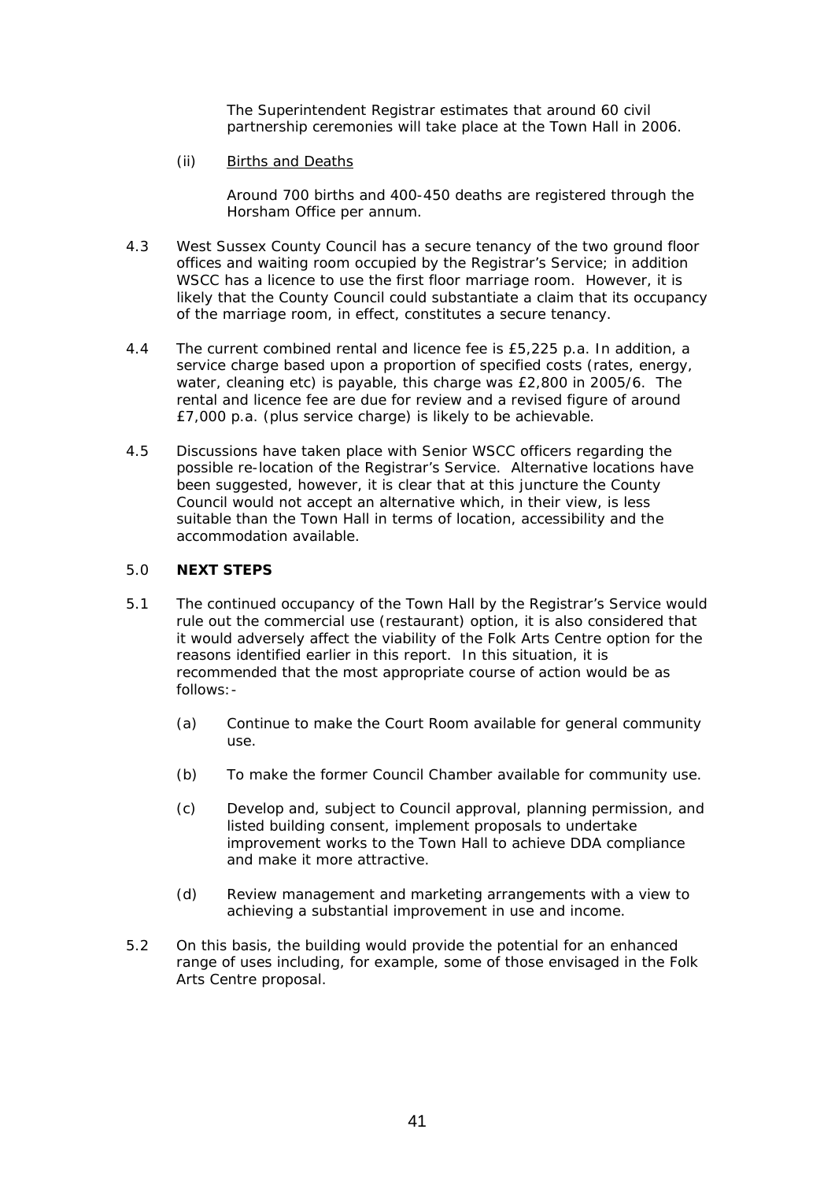The Superintendent Registrar estimates that around 60 civil partnership ceremonies will take place at the Town Hall in 2006.

(ii) Births and Deaths

Around 700 births and 400-450 deaths are registered through the Horsham Office per annum.

4.3 West Sussex County Council has a secure tenancy of the two ground floor offices and waiting room occupied by the Registrar's Service; in addition WSCC has a licence to use the first floor marriage room. However, it is likely that the County Council could substantiate a claim that its occupancy of the marriage room, in effect, constitutes a secure tenancy.

4.4 The current combined rental and licence fee is £5,225 p.a. In addition, a service charge based upon a proportion of specified costs (rates, energy, water, cleaning etc) is payable, this charge was £2,800 in 2005/6. The rental and licence fee are due for review and a revised figure of around £7,000 p.a. (plus service charge) is likely to be achievable.

4.5 Discussions have taken place with Senior WSCC officers regarding the possible re-location of the Registrar's Service. Alternative locations have been suggested, however, it is clear that at this juncture the County Council would not accept an alternative which, in their view, is less suitable than the Town Hall in terms of location, accessibility and the accommodation available.

## 5.0 NEXT STEPS

5.1 The continued occupancy of the Town Hall by the Registrar's Service would rule out the commercial use (restaurant) option, it is also considered that it would adversely affect the viability of the Folk Arts Centre option for the reasons identified earlier in this report. In this situation, it is recommended that the most appropriate course of action would be as follows:-

(a) Continue to make the Court Room available for general community use.

(b) To make the former Council Chamber available for community use.

(c) Develop and, subject to Council approval, planning permission, and listed building consent, implement proposals to undertake improvement works to the Town Hall to achieve DDA compliance and make it more attractive.

(d) Review management and marketing arrangements with a view to achieving a substantial improvement in use and income.

5.2 On this basis, the building would provide the potential for an enhanced range of uses including, for example, some of those envisaged in the Folk Arts Centre proposal.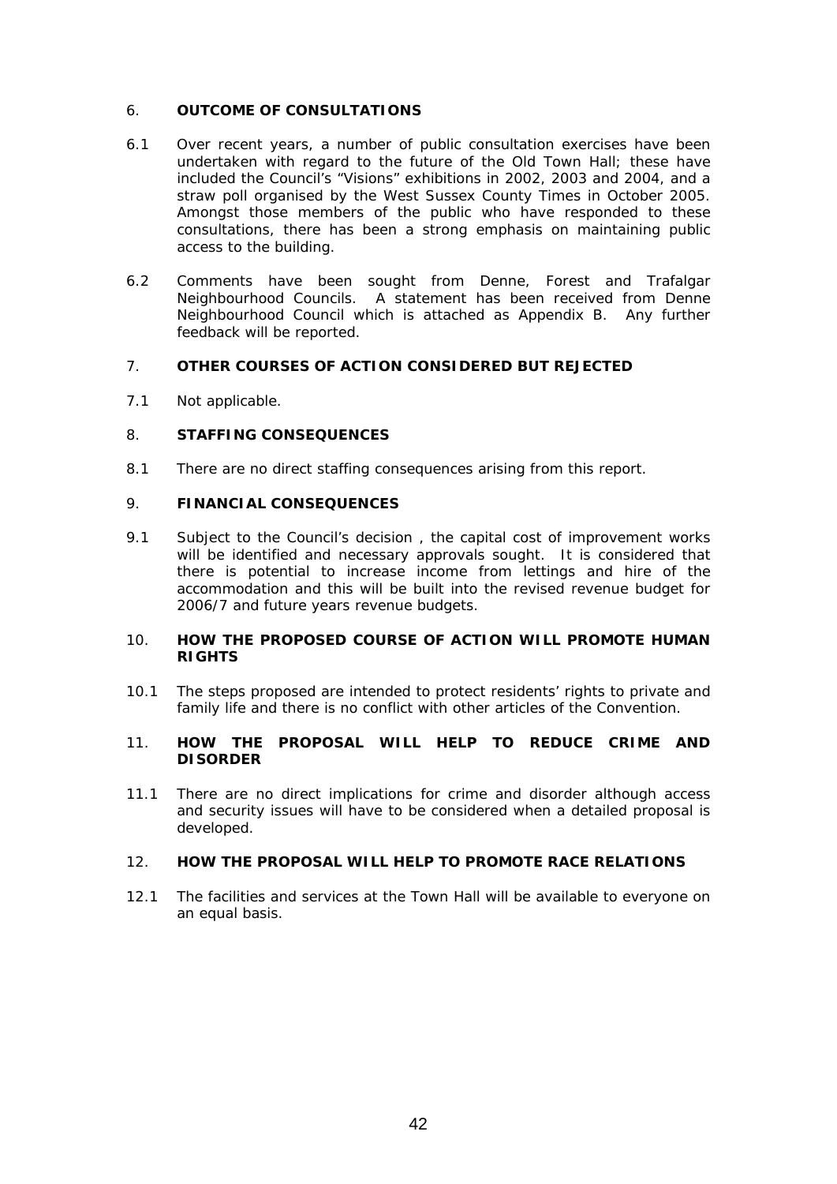## 6. OUTCOME OF CONSULTATIONS

6.1 Over recent years, a number of public consultation exercises have been undertaken with regard to the future of the Old Town Hall; these have included the Council's "Visions" exhibitions in 2002, 2003 and 2004, and a straw poll organised by the West Sussex County Times in October 2005. Amongst those members of the public who have responded to these consultations, there has been a strong emphasis on maintaining public access to the building.

6.2 Comments have been sought from Denne, Forest and Trafalgar Neighbourhood Councils. A statement has been received from Denne Neighbourhood Council which is attached as Appendix B. Any further feedback will be reported.

## 7. OTHER COURSES OF ACTION CONSIDERED BUT REJECTED

7.1 Not applicable.

## 8. STAFFING CONSEQUENCES

8.1 There are no direct staffing consequences arising from this report.

## 9. FINANCIAL CONSEQUENCES

9.1 Subject to the Council's decision , the capital cost of improvement works will be identified and necessary approvals sought. It is considered that there is potential to increase income from lettings and hire of the accommodation and this will be built into the revised revenue budget for 2006/7 and future years revenue budgets.

## 10. HOW THE PROPOSED COURSE OF ACTION WILL PROMOTE HUMAN RIGHTS

10.1 The steps proposed are intended to protect residents' rights to private and family life and there is no conflict with other articles of the Convention.

## 11. HOW THE PROPOSAL WILL HELP TO REDUCE CRIME AND DISORDER

11.1 There are no direct implications for crime and disorder although access and security issues will have to be considered when a detailed proposal is developed.

## 12. HOW THE PROPOSAL WILL HELP TO PROMOTE RACE RELATIONS

12.1 The facilities and services at the Town Hall will be available to everyone on an equal basis.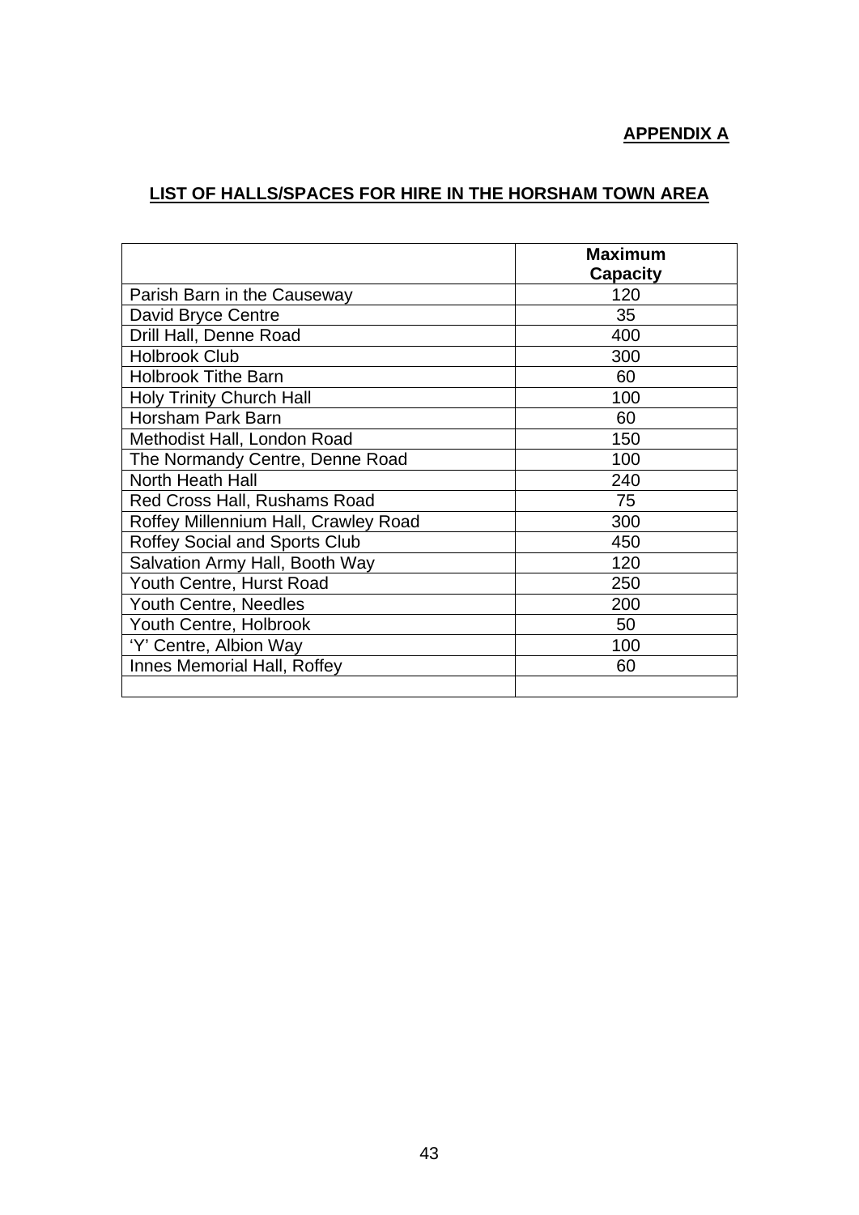**APPENDIX A**

**LIST OF HALLS/SPACES FOR HIRE IN THE HORSHAM TOWN AREA**

| | Maximum Capacity |
|---|---|
| Parish Barn in the Causeway | 120 |
| David Bryce Centre | 35 |
| Drill Hall, Denne Road | 400 |
| Holbrook Club | 300 |
| Holbrook Tithe Barn | 60 |
| Holy Trinity Church Hall | 100 |
| Horsham Park Barn | 60 |
| Methodist Hall, London Road | 150 |
| The Normandy Centre, Denne Road | 100 |
| North Heath Hall | 240 |
| Red Cross Hall, Rushams Road | 75 |
| Roffey Millennium Hall, Crawley Road | 300 |
| Roffey Social and Sports Club | 450 |
| Salvation Army Hall, Booth Way | 120 |
| Youth Centre, Hurst Road | 250 |
| Youth Centre, Needles | 200 |
| Youth Centre, Holbrook | 50 |
| 'Y' Centre, Albion Way | 100 |
| Innes Memorial Hall, Roffey | 60 |
| | |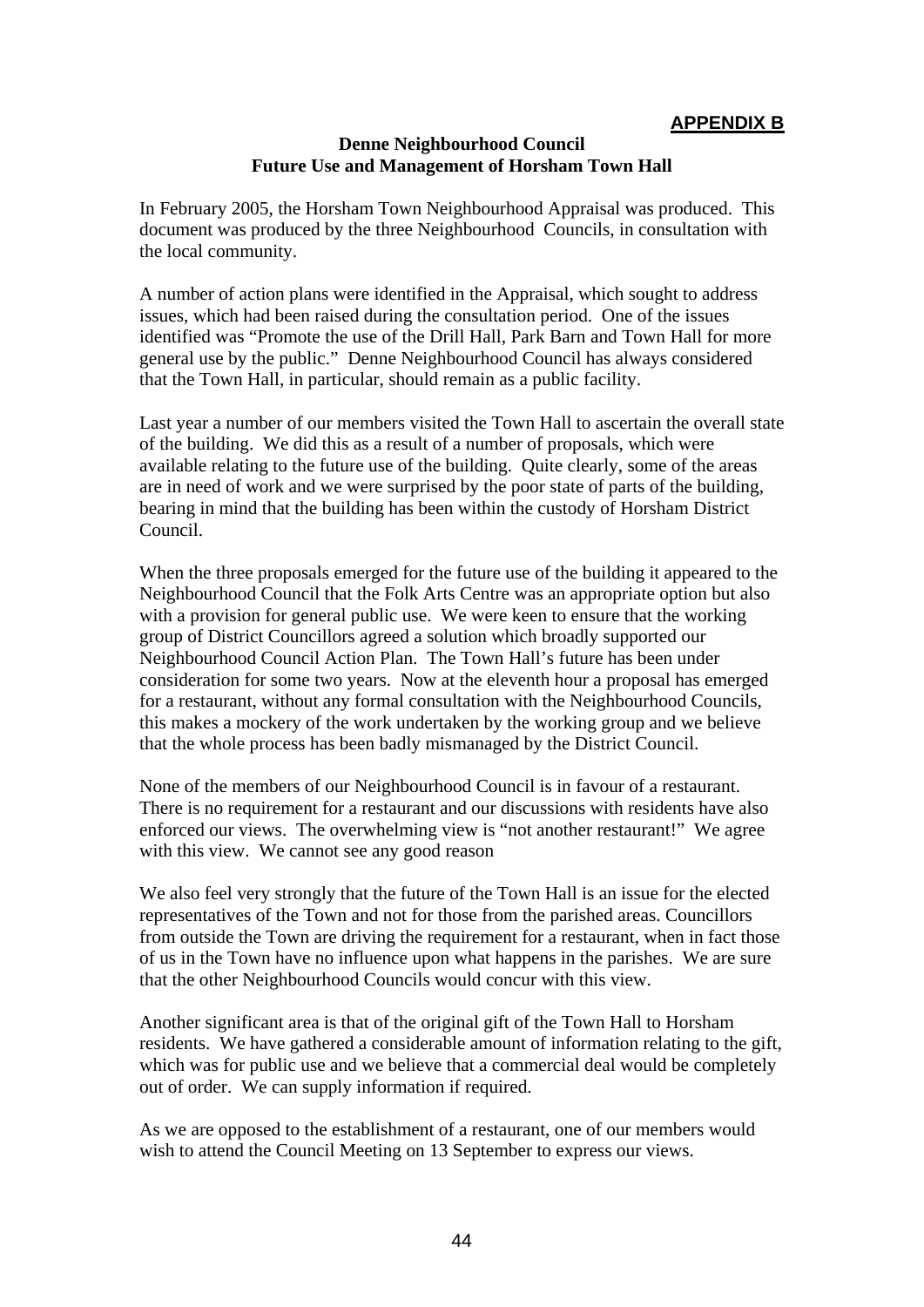**APPENDIX B**

**Denne Neighbourhood Council**
**Future Use and Management of Horsham Town Hall**

In February 2005, the Horsham Town Neighbourhood Appraisal was produced. This document was produced by the three Neighbourhood Councils, in consultation with the local community.

A number of action plans were identified in the Appraisal, which sought to address issues, which had been raised during the consultation period. One of the issues identified was "Promote the use of the Drill Hall, Park Barn and Town Hall for more general use by the public." Denne Neighbourhood Council has always considered that the Town Hall, in particular, should remain as a public facility.

Last year a number of our members visited the Town Hall to ascertain the overall state of the building. We did this as a result of a number of proposals, which were available relating to the future use of the building. Quite clearly, some of the areas are in need of work and we were surprised by the poor state of parts of the building, bearing in mind that the building has been within the custody of Horsham District Council.

When the three proposals emerged for the future use of the building it appeared to the Neighbourhood Council that the Folk Arts Centre was an appropriate option but also with a provision for general public use. We were keen to ensure that the working group of District Councillors agreed a solution which broadly supported our Neighbourhood Council Action Plan. The Town Hall's future has been under consideration for some two years. Now at the eleventh hour a proposal has emerged for a restaurant, without any formal consultation with the Neighbourhood Councils, this makes a mockery of the work undertaken by the working group and we believe that the whole process has been badly mismanaged by the District Council.

None of the members of our Neighbourhood Council is in favour of a restaurant. There is no requirement for a restaurant and our discussions with residents have also enforced our views. The overwhelming view is "not another restaurant!" We agree with this view. We cannot see any good reason

We also feel very strongly that the future of the Town Hall is an issue for the elected representatives of the Town and not for those from the parished areas. Councillors from outside the Town are driving the requirement for a restaurant, when in fact those of us in the Town have no influence upon what happens in the parishes. We are sure that the other Neighbourhood Councils would concur with this view.

Another significant area is that of the original gift of the Town Hall to Horsham residents. We have gathered a considerable amount of information relating to the gift, which was for public use and we believe that a commercial deal would be completely out of order. We can supply information if required.

As we are opposed to the establishment of a restaurant, one of our members would wish to attend the Council Meeting on 13 September to express our views.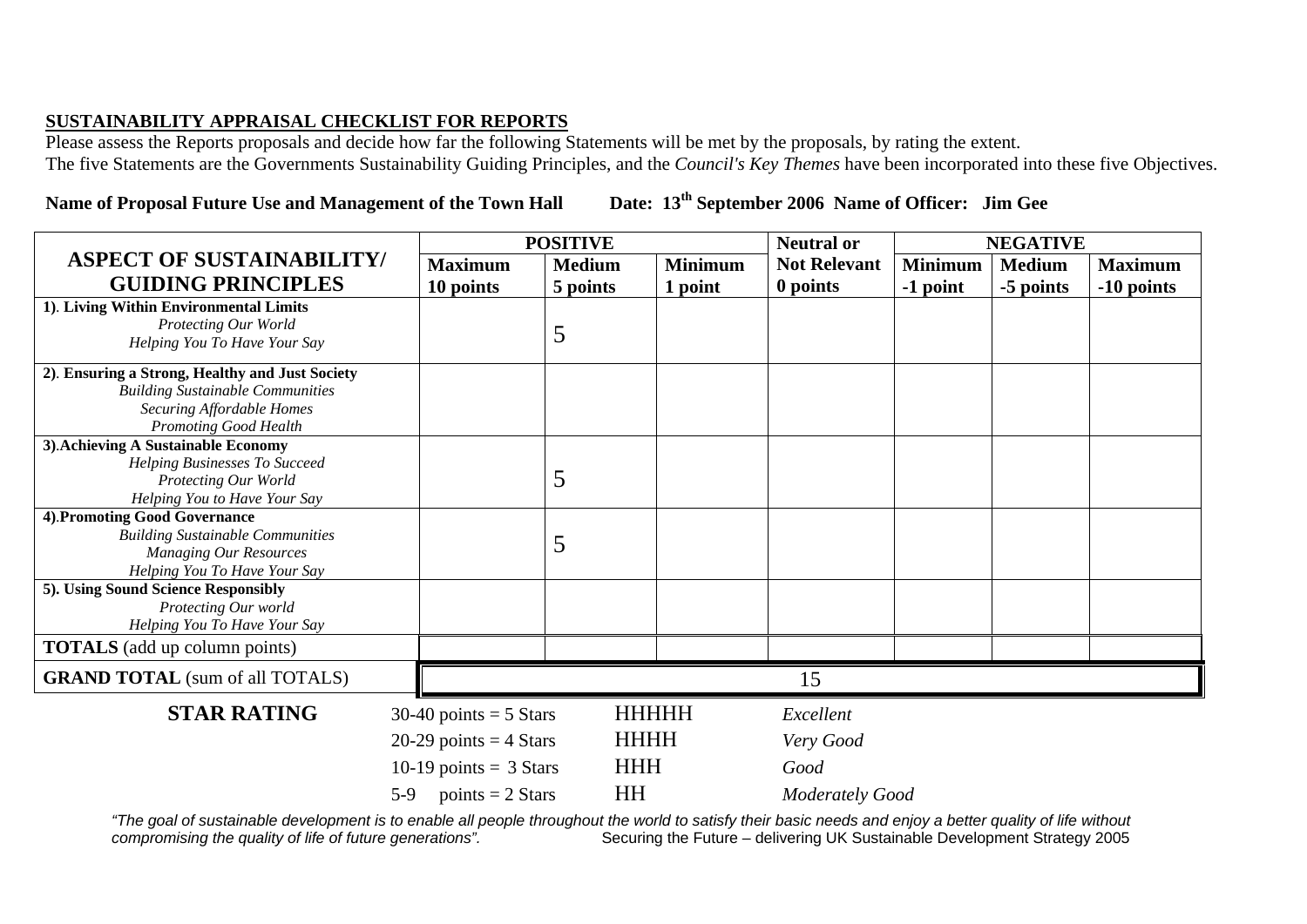**SUSTAINABILITY APPRAISAL CHECKLIST FOR REPORTS**

Please assess the Reports proposals and decide how far the following Statements will be met by the proposals, by rating the extent.
The five Statements are the Governments Sustainability Guiding Principles, and the *Council's Key Themes* have been incorporated into these five Objectives.

**Name of Proposal Future Use and Management of the Town Hall     Date: 13th September 2006  Name of Officer:  Jim Gee**

| ASPECT OF SUSTAINABILITY/ GUIDING PRINCIPLES | POSITIVE | | | Neutral or | NEGATIVE | | |
|---|---|---|---|---|---|---|---|
| | **Maximum 10 points** | **Medium 5 points** | **Minimum 1 point** | **Not Relevant 0 points** | **Minimum -1 point** | **Medium -5 points** | **Maximum -10 points** |
| **1). Living Within Environmental Limits** *Protecting Our World* *Helping You To Have Your Say* | | 5 | | | | | |
| **2). Ensuring a Strong, Healthy and Just Society** *Building Sustainable Communities* *Securing Affordable Homes* *Promoting Good Health* | | | | | | | |
| **3).Achieving A Sustainable Economy** *Helping Businesses To Succeed* *Protecting Our World* *Helping You to Have Your Say* | | 5 | | | | | |
| **4).Promoting Good Governance** *Building Sustainable Communities* *Managing Our Resources* *Helping You To Have Your Say* | | 5 | | | | | |
| **5). Using Sound Science Responsibly** *Protecting Our world* *Helping You To Have Your Say* | | | | | | | |
| **TOTALS** (add up column points) | | | | | | | |
| **GRAND TOTAL** (sum of all TOTALS) | 15 | | | | | | |

**STAR RATING**

| | | |
|---|---|---|
| 30-40 points = 5 Stars | HHHHH | *Excellent* |
| 20-29 points = 4 Stars | HHHH | *Very Good* |
| 10-19 points = 3 Stars | HHH | *Good* |
| 5-9 points = 2 Stars | HH | *Moderately Good* |

*"The goal of sustainable development is to enable all people throughout the world to satisfy their basic needs and enjoy a better quality of life without compromising the quality of life of future generations".* Securing the Future – delivering UK Sustainable Development Strategy 2005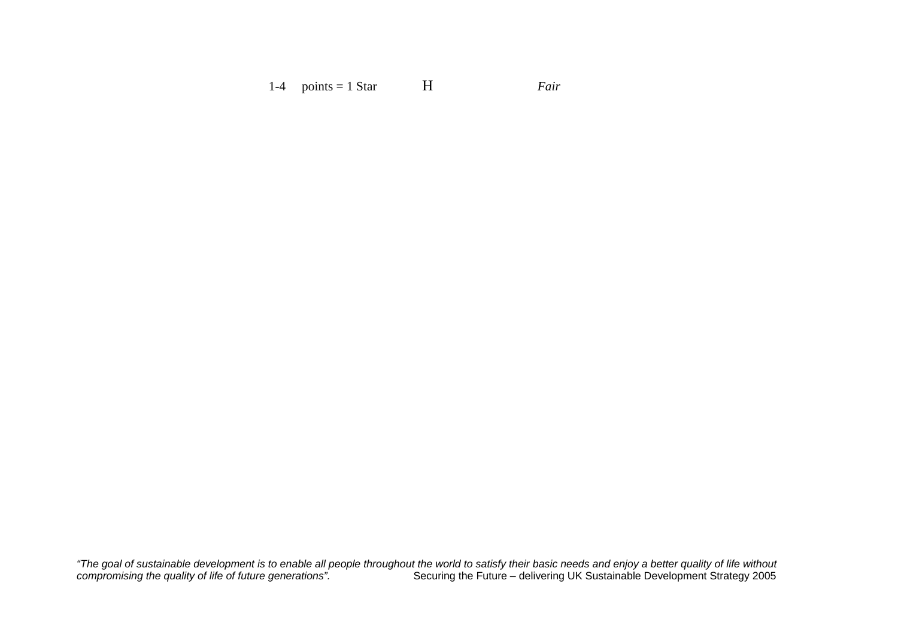| | | | |
|---|---|---|---|
| 1-4 | points = 1 Star | H | *Fair* |